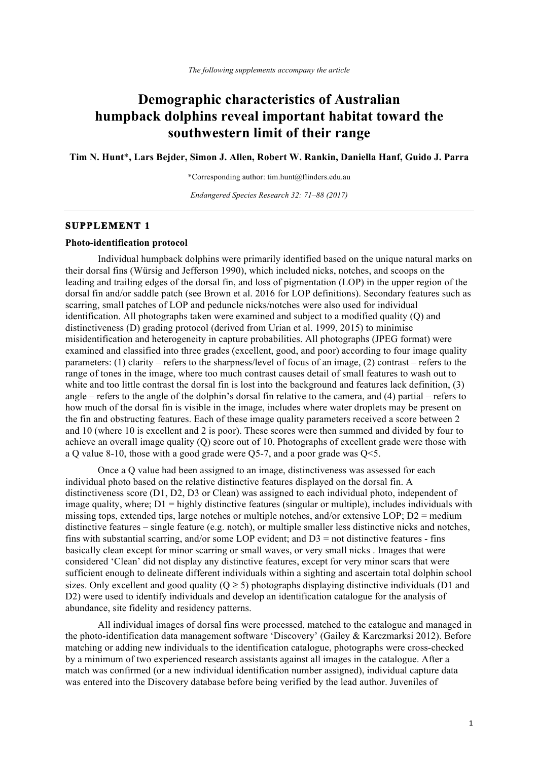*The following supplements accompany the article*

# Demographic characteristics of Australian humpback dolphins reveal important habitat toward the southwestern limit of their range

**Tim N. Hunt\*, Lars Bejder, Simon J. Allen, Robert W. Rankin, Daniella Hanf, Guido J. Parra**

\*Corresponding author: tim.hunt@flinders.edu.au

*Endangered Species Research 32: 71–88 (2017)*

---

## SUPPLEMENT 1

### Photo-identification protocol

Individual humpback dolphins were primarily identified based on the unique natural marks on their dorsal fins (Würsig and Jefferson 1990), which included nicks, notches, and scoops on the leading and trailing edges of the dorsal fin, and loss of pigmentation (LOP) in the upper region of the dorsal fin and/or saddle patch (see Brown et al. 2016 for LOP definitions). Secondary features such as scarring, small patches of LOP and peduncle nicks/notches were also used for individual identification. All photographs taken were examined and subject to a modified quality (Q) and distinctiveness (D) grading protocol (derived from Urian et al. 1999, 2015) to minimise misidentification and heterogeneity in capture probabilities. All photographs (JPEG format) were examined and classified into three grades (excellent, good, and poor) according to four image quality parameters: (1) clarity – refers to the sharpness/level of focus of an image, (2) contrast – refers to the range of tones in the image, where too much contrast causes detail of small features to wash out to white and too little contrast the dorsal fin is lost into the background and features lack definition, (3) angle – refers to the angle of the dolphin's dorsal fin relative to the camera, and (4) partial – refers to how much of the dorsal fin is visible in the image, includes where water droplets may be present on the fin and obstructing features. Each of these image quality parameters received a score between 2 and 10 (where 10 is excellent and 2 is poor). These scores were then summed and divided by four to achieve an overall image quality (Q) score out of 10. Photographs of excellent grade were those with a Q value 8-10, those with a good grade were Q5-7, and a poor grade was Q<5.

Once a Q value had been assigned to an image, distinctiveness was assessed for each individual photo based on the relative distinctive features displayed on the dorsal fin. A distinctiveness score (D1, D2, D3 or Clean) was assigned to each individual photo, independent of image quality, where; D1 = highly distinctive features (singular or multiple), includes individuals with missing tops, extended tips, large notches or multiple notches, and/or extensive LOP; D2 = medium distinctive features – single feature (e.g. notch), or multiple smaller less distinctive nicks and notches, fins with substantial scarring, and/or some LOP evident; and D3 = not distinctive features - fins basically clean except for minor scarring or small waves, or very small nicks . Images that were considered 'Clean' did not display any distinctive features, except for very minor scars that were sufficient enough to delineate different individuals within a sighting and ascertain total dolphin school sizes. Only excellent and good quality ($Q \geq 5$) photographs displaying distinctive individuals (D1 and D2) were used to identify individuals and develop an identification catalogue for the analysis of abundance, site fidelity and residency patterns.

All individual images of dorsal fins were processed, matched to the catalogue and managed in the photo-identification data management software 'Discovery' (Gailey & Karczmarksi 2012). Before matching or adding new individuals to the identification catalogue, photographs were cross-checked by a minimum of two experienced research assistants against all images in the catalogue. After a match was confirmed (or a new individual identification number assigned), individual capture data was entered into the Discovery database before being verified by the lead author. Juveniles of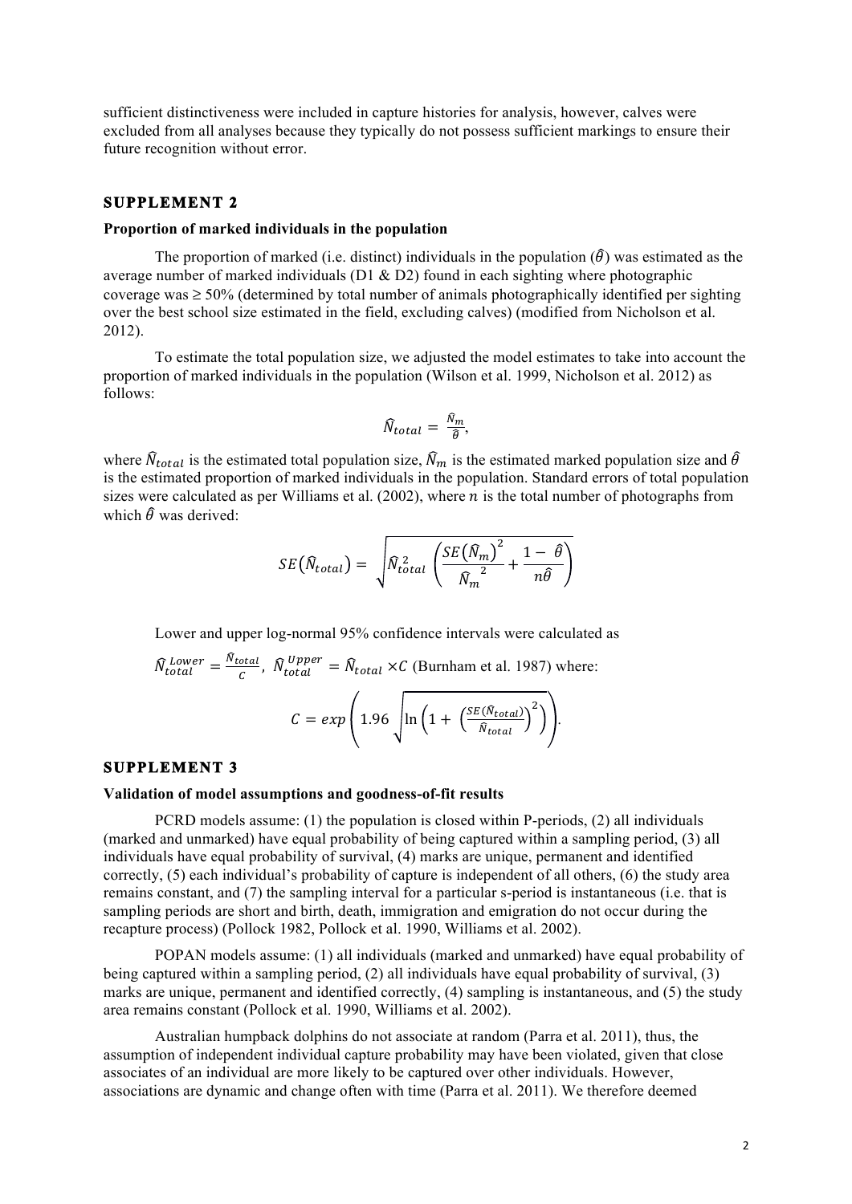sufficient distinctiveness were included in capture histories for analysis, however, calves were excluded from all analyses because they typically do not possess sufficient markings to ensure their future recognition without error.

## SUPPLEMENT 2

### Proportion of marked individuals in the population

The proportion of marked (i.e. distinct) individuals in the population ($\hat{\theta}$) was estimated as the average number of marked individuals (D1 & D2) found in each sighting where photographic coverage was ≥ 50% (determined by total number of animals photographically identified per sighting over the best school size estimated in the field, excluding calves) (modified from Nicholson et al. 2012).

To estimate the total population size, we adjusted the model estimates to take into account the proportion of marked individuals in the population (Wilson et al. 1999, Nicholson et al. 2012) as follows:

$$\hat{N}_{total} = \frac{\hat{N}_m}{\hat{\theta}},$$

where $\hat{N}_{total}$ is the estimated total population size, $\hat{N}_m$ is the estimated marked population size and $\hat{\theta}$ is the estimated proportion of marked individuals in the population. Standard errors of total population sizes were calculated as per Williams et al. (2002), where $n$ is the total number of photographs from which $\hat{\theta}$ was derived:

$$SE(\hat{N}_{total}) = \sqrt{\hat{N}_{total}^2 \left( \frac{SE(\hat{N}_m)^2}{\hat{N}_m^{\ 2}} + \frac{1 - \hat{\theta}}{n\hat{\theta}} \right)}$$

Lower and upper log-normal 95% confidence intervals were calculated as

$\hat{N}_{total}^{Lower} = \frac{\hat{N}_{total}}{C}$, $\hat{N}_{total}^{Upper} = \hat{N}_{total} \times C$ (Burnham et al. 1987) where:

$$C = exp\left(1.96\sqrt{\ln\left(1 + \left(\frac{SE(\hat{N}_{total})}{\hat{N}_{total}}\right)^2\right)}\right).$$

## SUPPLEMENT 3

### Validation of model assumptions and goodness-of-fit results

PCRD models assume: (1) the population is closed within P-periods, (2) all individuals (marked and unmarked) have equal probability of being captured within a sampling period, (3) all individuals have equal probability of survival, (4) marks are unique, permanent and identified correctly, (5) each individual's probability of capture is independent of all others, (6) the study area remains constant, and (7) the sampling interval for a particular s-period is instantaneous (i.e. that is sampling periods are short and birth, death, immigration and emigration do not occur during the recapture process) (Pollock 1982, Pollock et al. 1990, Williams et al. 2002).

POPAN models assume: (1) all individuals (marked and unmarked) have equal probability of being captured within a sampling period, (2) all individuals have equal probability of survival, (3) marks are unique, permanent and identified correctly, (4) sampling is instantaneous, and (5) the study area remains constant (Pollock et al. 1990, Williams et al. 2002).

Australian humpback dolphins do not associate at random (Parra et al. 2011), thus, the assumption of independent individual capture probability may have been violated, given that close associates of an individual are more likely to be captured over other individuals. However, associations are dynamic and change often with time (Parra et al. 2011). We therefore deemed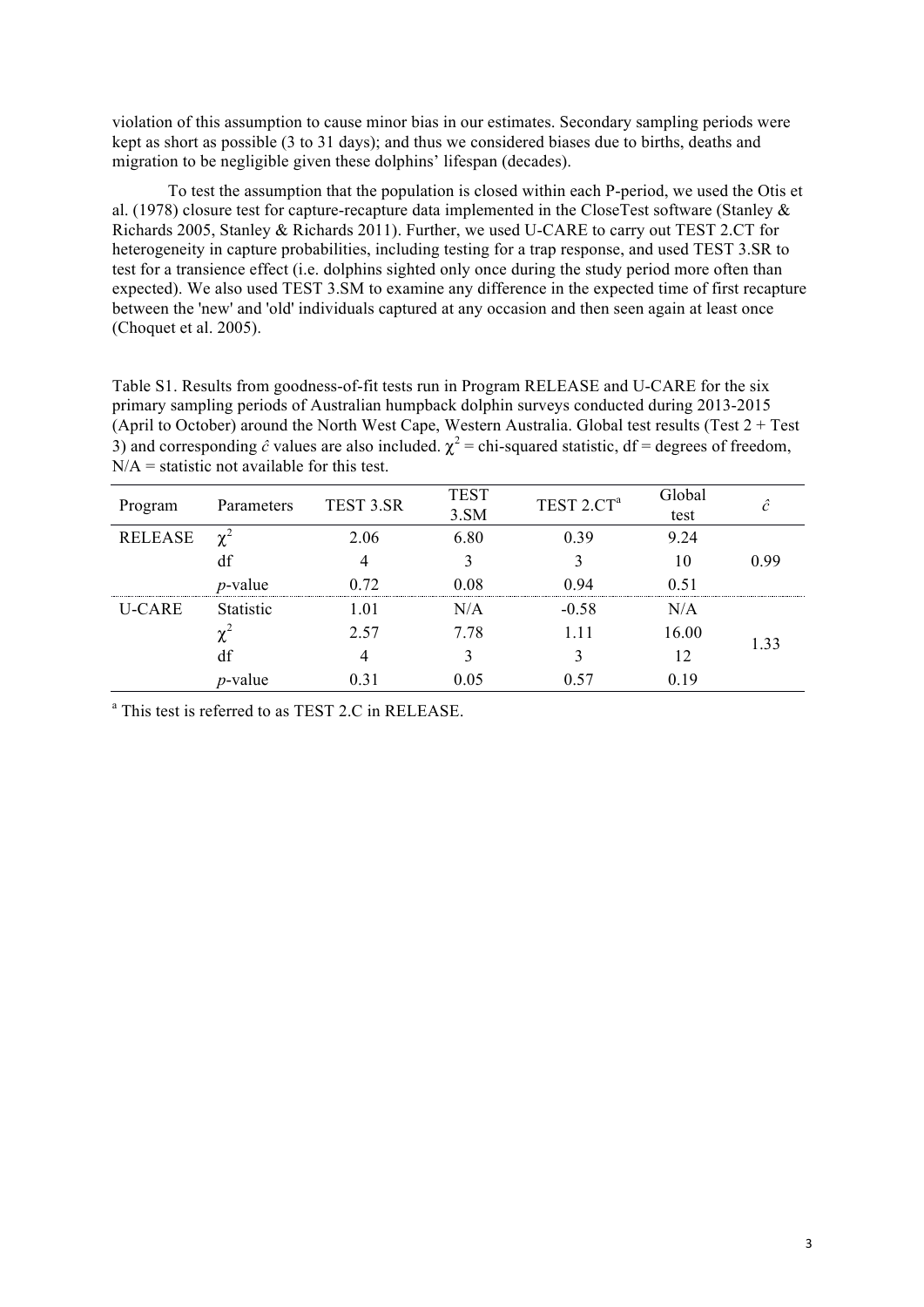violation of this assumption to cause minor bias in our estimates. Secondary sampling periods were kept as short as possible (3 to 31 days); and thus we considered biases due to births, deaths and migration to be negligible given these dolphins' lifespan (decades).

To test the assumption that the population is closed within each P-period, we used the Otis et al. (1978) closure test for capture-recapture data implemented in the CloseTest software (Stanley & Richards 2005, Stanley & Richards 2011). Further, we used U-CARE to carry out TEST 2.CT for heterogeneity in capture probabilities, including testing for a trap response, and used TEST 3.SR to test for a transience effect (i.e. dolphins sighted only once during the study period more often than expected). We also used TEST 3.SM to examine any difference in the expected time of first recapture between the 'new' and 'old' individuals captured at any occasion and then seen again at least once (Choquet et al. 2005).

Table S1. Results from goodness-of-fit tests run in Program RELEASE and U-CARE for the six primary sampling periods of Australian humpback dolphin surveys conducted during 2013-2015 (April to October) around the North West Cape, Western Australia. Global test results (Test 2 + Test 3) and corresponding $\hat{c}$ values are also included. $\chi^2$ = chi-squared statistic, df = degrees of freedom, N/A = statistic not available for this test.

| Program | Parameters | TEST 3.SR | TEST 3.SM | TEST 2.CT[a] | Global test | $\hat{c}$ |
|---|---|---|---|---|---|---|
| RELEASE | $\chi^2$ | 2.06 | 6.80 | 0.39 | 9.24 | 0.99 |
| | df | 4 | 3 | 3 | 10 | |
| | *p*-value | 0.72 | 0.08 | 0.94 | 0.51 | |
| U-CARE | Statistic | 1.01 | N/A | -0.58 | N/A | 1.33 |
| | $\chi^2$ | 2.57 | 7.78 | 1.11 | 16.00 | |
| | df | 4 | 3 | 3 | 12 | |
| | *p*-value | 0.31 | 0.05 | 0.57 | 0.19 | |

[a] This test is referred to as TEST 2.C in RELEASE.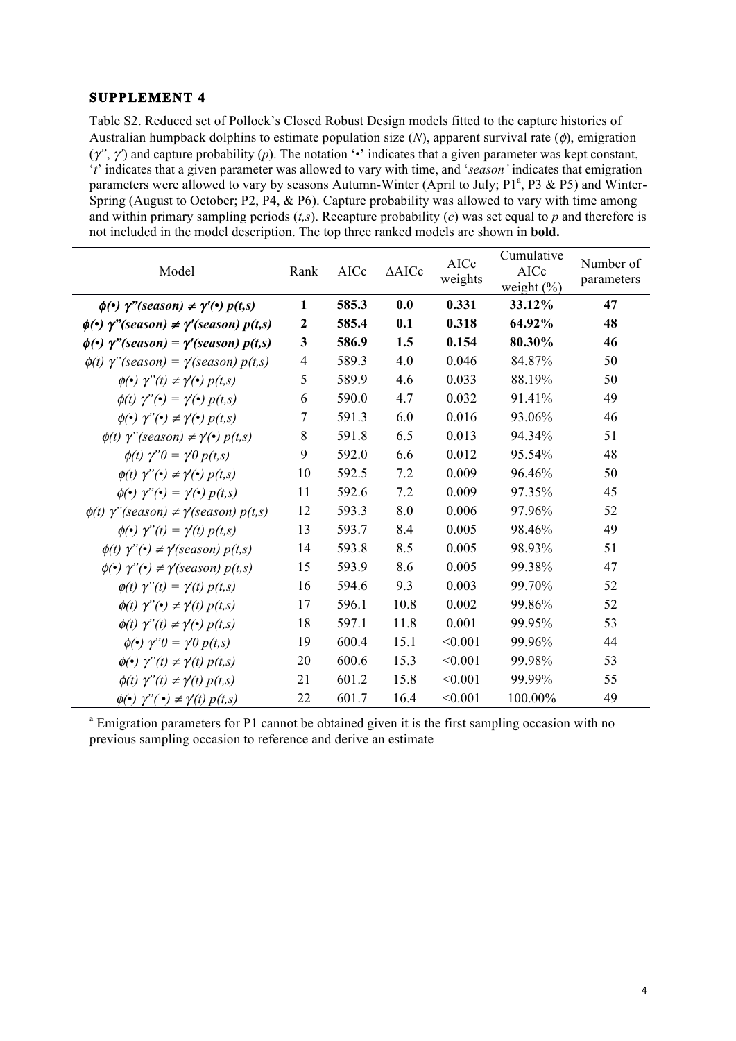## SUPPLEMENT 4

Table S2. Reduced set of Pollock's Closed Robust Design models fitted to the capture histories of Australian humpback dolphins to estimate population size ($N$), apparent survival rate ($\phi$), emigration ($\gamma''$, $\gamma'$) and capture probability ($p$). The notation '•' indicates that a given parameter was kept constant, '$t$' indicates that a given parameter was allowed to vary with time, and '*season*' indicates that emigration parameters were allowed to vary by seasons Autumn-Winter (April to July; P1[a], P3 & P5) and Winter-Spring (August to October; P2, P4, & P6). Capture probability was allowed to vary with time among and within primary sampling periods ($t,s$). Recapture probability ($c$) was set equal to $p$ and therefore is not included in the model description. The top three ranked models are shown in **bold.**

| Model | Rank | AICc | ΔAICc | AICc weights | Cumulative AICc weight (%) | Number of parameters |
|---|---|---|---|---|---|---|
| **$\phi(\bullet)\ \gamma''(season) \neq \gamma'(\bullet)\ p(t,s)$** | **1** | **585.3** | **0.0** | **0.331** | **33.12%** | **47** |
| **$\phi(\bullet)\ \gamma''(season) \neq \gamma'(season)\ p(t,s)$** | **2** | **585.4** | **0.1** | **0.318** | **64.92%** | **48** |
| **$\phi(\bullet)\ \gamma''(season) = \gamma'(season)\ p(t,s)$** | **3** | **586.9** | **1.5** | **0.154** | **80.30%** | **46** |
| $\phi(t)\ \gamma''(season) = \gamma'(season)\ p(t,s)$ | 4 | 589.3 | 4.0 | 0.046 | 84.87% | 50 |
| $\phi(\bullet)\ \gamma''(t) \neq \gamma'(\bullet)\ p(t,s)$ | 5 | 589.9 | 4.6 | 0.033 | 88.19% | 50 |
| $\phi(t)\ \gamma''(\bullet) = \gamma'(\bullet)\ p(t,s)$ | 6 | 590.0 | 4.7 | 0.032 | 91.41% | 49 |
| $\phi(\bullet)\ \gamma''(\bullet) \neq \gamma'(\bullet)\ p(t,s)$ | 7 | 591.3 | 6.0 | 0.016 | 93.06% | 46 |
| $\phi(t)\ \gamma''(season) \neq \gamma'(\bullet)\ p(t,s)$ | 8 | 591.8 | 6.5 | 0.013 | 94.34% | 51 |
| $\phi(t)\ \gamma''0 = \gamma'0\ p(t,s)$ | 9 | 592.0 | 6.6 | 0.012 | 95.54% | 48 |
| $\phi(t)\ \gamma''(\bullet) \neq \gamma'(\bullet)\ p(t,s)$ | 10 | 592.5 | 7.2 | 0.009 | 96.46% | 50 |
| $\phi(\bullet)\ \gamma''(\bullet) = \gamma'(\bullet)\ p(t,s)$ | 11 | 592.6 | 7.2 | 0.009 | 97.35% | 45 |
| $\phi(t)\ \gamma''(season) \neq \gamma'(season)\ p(t,s)$ | 12 | 593.3 | 8.0 | 0.006 | 97.96% | 52 |
| $\phi(\bullet)\ \gamma''(t) = \gamma'(t)\ p(t,s)$ | 13 | 593.7 | 8.4 | 0.005 | 98.46% | 49 |
| $\phi(t)\ \gamma''(\bullet) \neq \gamma'(season)\ p(t,s)$ | 14 | 593.8 | 8.5 | 0.005 | 98.93% | 51 |
| $\phi(\bullet)\ \gamma''(\bullet) \neq \gamma'(season)\ p(t,s)$ | 15 | 593.9 | 8.6 | 0.005 | 99.38% | 47 |
| $\phi(t)\ \gamma''(t) = \gamma'(t)\ p(t,s)$ | 16 | 594.6 | 9.3 | 0.003 | 99.70% | 52 |
| $\phi(t)\ \gamma''(\bullet) \neq \gamma'(t)\ p(t,s)$ | 17 | 596.1 | 10.8 | 0.002 | 99.86% | 52 |
| $\phi(t)\ \gamma''(t) \neq \gamma'(\bullet)\ p(t,s)$ | 18 | 597.1 | 11.8 | 0.001 | 99.95% | 53 |
| $\phi(\bullet)\ \gamma''0 = \gamma'0\ p(t,s)$ | 19 | 600.4 | 15.1 | <0.001 | 99.96% | 44 |
| $\phi(\bullet)\ \gamma''(t) \neq \gamma'(t)\ p(t,s)$ | 20 | 600.6 | 15.3 | <0.001 | 99.98% | 53 |
| $\phi(t)\ \gamma''(t) \neq \gamma'(t)\ p(t,s)$ | 21 | 601.2 | 15.8 | <0.001 | 99.99% | 55 |
| $\phi(\bullet)\ \gamma''(\bullet) \neq \gamma'(t)\ p(t,s)$ | 22 | 601.7 | 16.4 | <0.001 | 100.00% | 49 |

[a] Emigration parameters for P1 cannot be obtained given it is the first sampling occasion with no previous sampling occasion to reference and derive an estimate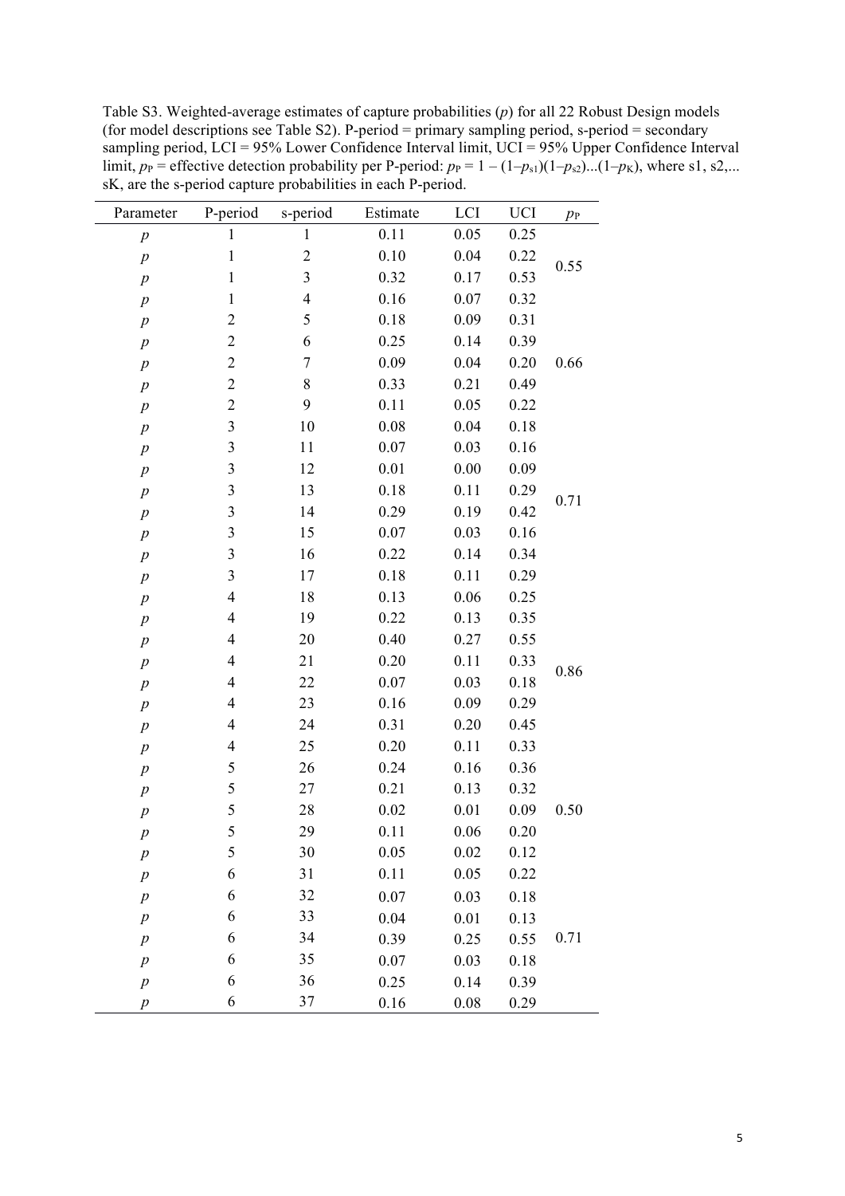Table S3. Weighted-average estimates of capture probabilities ($p$) for all 22 Robust Design models (for model descriptions see Table S2). P-period = primary sampling period, s-period = secondary sampling period, LCI = 95% Lower Confidence Interval limit, UCI = 95% Upper Confidence Interval limit, $p_P$ = effective detection probability per P-period: $p_P = 1 - (1 - p_{s1})(1 - p_{s2})...(1 - p_K)$, where s1, s2,... sK, are the s-period capture probabilities in each P-period.

| Parameter | P-period | s-period | Estimate | LCI | UCI | $p_P$ |
|---|---|---|---|---|---|---|
| $p$ | 1 | 1 | 0.11 | 0.05 | 0.25 | |
| $p$ | 1 | 2 | 0.10 | 0.04 | 0.22 | 0.55 |
| $p$ | 1 | 3 | 0.32 | 0.17 | 0.53 | |
| $p$ | 1 | 4 | 0.16 | 0.07 | 0.32 | |
| $p$ | 2 | 5 | 0.18 | 0.09 | 0.31 | |
| $p$ | 2 | 6 | 0.25 | 0.14 | 0.39 | |
| $p$ | 2 | 7 | 0.09 | 0.04 | 0.20 | 0.66 |
| $p$ | 2 | 8 | 0.33 | 0.21 | 0.49 | |
| $p$ | 2 | 9 | 0.11 | 0.05 | 0.22 | |
| $p$ | 3 | 10 | 0.08 | 0.04 | 0.18 | |
| $p$ | 3 | 11 | 0.07 | 0.03 | 0.16 | |
| $p$ | 3 | 12 | 0.01 | 0.00 | 0.09 | |
| $p$ | 3 | 13 | 0.18 | 0.11 | 0.29 | 0.71 |
| $p$ | 3 | 14 | 0.29 | 0.19 | 0.42 | |
| $p$ | 3 | 15 | 0.07 | 0.03 | 0.16 | |
| $p$ | 3 | 16 | 0.22 | 0.14 | 0.34 | |
| $p$ | 3 | 17 | 0.18 | 0.11 | 0.29 | |
| $p$ | 4 | 18 | 0.13 | 0.06 | 0.25 | |
| $p$ | 4 | 19 | 0.22 | 0.13 | 0.35 | |
| $p$ | 4 | 20 | 0.40 | 0.27 | 0.55 | |
| $p$ | 4 | 21 | 0.20 | 0.11 | 0.33 | 0.86 |
| $p$ | 4 | 22 | 0.07 | 0.03 | 0.18 | |
| $p$ | 4 | 23 | 0.16 | 0.09 | 0.29 | |
| $p$ | 4 | 24 | 0.31 | 0.20 | 0.45 | |
| $p$ | 4 | 25 | 0.20 | 0.11 | 0.33 | |
| $p$ | 5 | 26 | 0.24 | 0.16 | 0.36 | |
| $p$ | 5 | 27 | 0.21 | 0.13 | 0.32 | |
| $p$ | 5 | 28 | 0.02 | 0.01 | 0.09 | 0.50 |
| $p$ | 5 | 29 | 0.11 | 0.06 | 0.20 | |
| $p$ | 5 | 30 | 0.05 | 0.02 | 0.12 | |
| $p$ | 6 | 31 | 0.11 | 0.05 | 0.22 | |
| $p$ | 6 | 32 | 0.07 | 0.03 | 0.18 | |
| $p$ | 6 | 33 | 0.04 | 0.01 | 0.13 | |
| $p$ | 6 | 34 | 0.39 | 0.25 | 0.55 | 0.71 |
| $p$ | 6 | 35 | 0.07 | 0.03 | 0.18 | |
| $p$ | 6 | 36 | 0.25 | 0.14 | 0.39 | |
| $p$ | 6 | 37 | 0.16 | 0.08 | 0.29 | |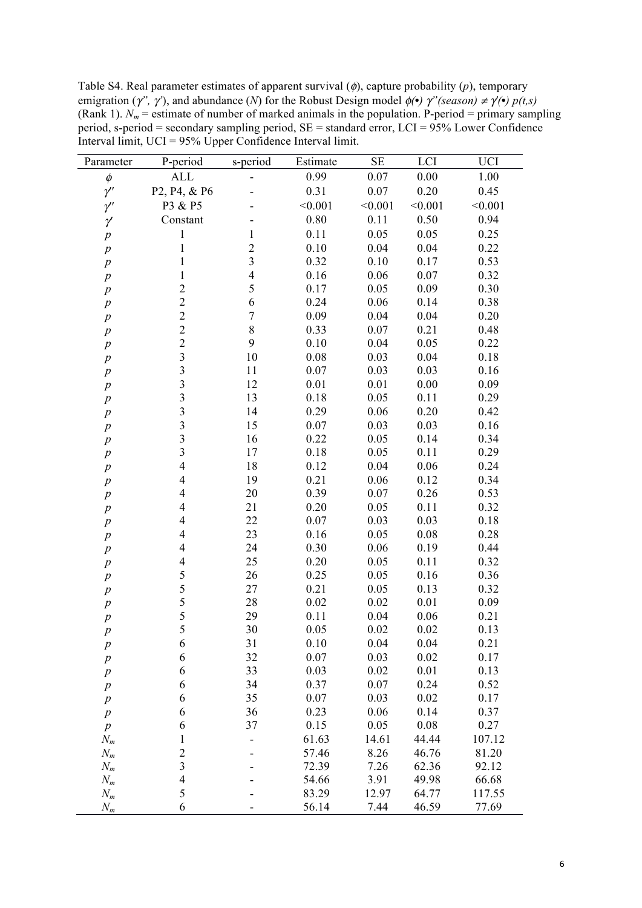Table S4. Real parameter estimates of apparent survival ($\phi$), capture probability ($p$), temporary emigration ($\gamma''$, $\gamma'$), and abundance ($N$) for the Robust Design model $\phi(\bullet)\ \gamma''(season) \neq \gamma'(\bullet)\ p(t,s)$ (Rank 1). $N_m$ = estimate of number of marked animals in the population. P-period = primary sampling period, s-period = secondary sampling period, SE = standard error, LCI = 95% Lower Confidence Interval limit, UCI = 95% Upper Confidence Interval limit.

| Parameter | P-period | s-period | Estimate | SE | LCI | UCI |
|---|---|---|---|---|---|---|
| $\phi$ | ALL | - | 0.99 | 0.07 | 0.00 | 1.00 |
| $\gamma''$ | P2, P4, & P6 | - | 0.31 | 0.07 | 0.20 | 0.45 |
| $\gamma''$ | P3 & P5 | - | <0.001 | <0.001 | <0.001 | <0.001 |
| $\gamma'$ | Constant | - | 0.80 | 0.11 | 0.50 | 0.94 |
| $p$ | 1 | 1 | 0.11 | 0.05 | 0.05 | 0.25 |
| $p$ | 1 | 2 | 0.10 | 0.04 | 0.04 | 0.22 |
| $p$ | 1 | 3 | 0.32 | 0.10 | 0.17 | 0.53 |
| $p$ | 1 | 4 | 0.16 | 0.06 | 0.07 | 0.32 |
| $p$ | 2 | 5 | 0.17 | 0.05 | 0.09 | 0.30 |
| $p$ | 2 | 6 | 0.24 | 0.06 | 0.14 | 0.38 |
| $p$ | 2 | 7 | 0.09 | 0.04 | 0.04 | 0.20 |
| $p$ | 2 | 8 | 0.33 | 0.07 | 0.21 | 0.48 |
| $p$ | 2 | 9 | 0.10 | 0.04 | 0.05 | 0.22 |
| $p$ | 3 | 10 | 0.08 | 0.03 | 0.04 | 0.18 |
| $p$ | 3 | 11 | 0.07 | 0.03 | 0.03 | 0.16 |
| $p$ | 3 | 12 | 0.01 | 0.01 | 0.00 | 0.09 |
| $p$ | 3 | 13 | 0.18 | 0.05 | 0.11 | 0.29 |
| $p$ | 3 | 14 | 0.29 | 0.06 | 0.20 | 0.42 |
| $p$ | 3 | 15 | 0.07 | 0.03 | 0.03 | 0.16 |
| $p$ | 3 | 16 | 0.22 | 0.05 | 0.14 | 0.34 |
| $p$ | 3 | 17 | 0.18 | 0.05 | 0.11 | 0.29 |
| $p$ | 4 | 18 | 0.12 | 0.04 | 0.06 | 0.24 |
| $p$ | 4 | 19 | 0.21 | 0.06 | 0.12 | 0.34 |
| $p$ | 4 | 20 | 0.39 | 0.07 | 0.26 | 0.53 |
| $p$ | 4 | 21 | 0.20 | 0.05 | 0.11 | 0.32 |
| $p$ | 4 | 22 | 0.07 | 0.03 | 0.03 | 0.18 |
| $p$ | 4 | 23 | 0.16 | 0.05 | 0.08 | 0.28 |
| $p$ | 4 | 24 | 0.30 | 0.06 | 0.19 | 0.44 |
| $p$ | 4 | 25 | 0.20 | 0.05 | 0.11 | 0.32 |
| $p$ | 5 | 26 | 0.25 | 0.05 | 0.16 | 0.36 |
| $p$ | 5 | 27 | 0.21 | 0.05 | 0.13 | 0.32 |
| $p$ | 5 | 28 | 0.02 | 0.02 | 0.01 | 0.09 |
| $p$ | 5 | 29 | 0.11 | 0.04 | 0.06 | 0.21 |
| $p$ | 5 | 30 | 0.05 | 0.02 | 0.02 | 0.13 |
| $p$ | 6 | 31 | 0.10 | 0.04 | 0.04 | 0.21 |
| $p$ | 6 | 32 | 0.07 | 0.03 | 0.02 | 0.17 |
| $p$ | 6 | 33 | 0.03 | 0.02 | 0.01 | 0.13 |
| $p$ | 6 | 34 | 0.37 | 0.07 | 0.24 | 0.52 |
| $p$ | 6 | 35 | 0.07 | 0.03 | 0.02 | 0.17 |
| $p$ | 6 | 36 | 0.23 | 0.06 | 0.14 | 0.37 |
| $p$ | 6 | 37 | 0.15 | 0.05 | 0.08 | 0.27 |
| $N_m$ | 1 | - | 61.63 | 14.61 | 44.44 | 107.12 |
| $N_m$ | 2 | - | 57.46 | 8.26 | 46.76 | 81.20 |
| $N_m$ | 3 | - | 72.39 | 7.26 | 62.36 | 92.12 |
| $N_m$ | 4 | - | 54.66 | 3.91 | 49.98 | 66.68 |
| $N_m$ | 5 | - | 83.29 | 12.97 | 64.77 | 117.55 |
| $N_m$ | 6 | - | 56.14 | 7.44 | 46.59 | 77.69 |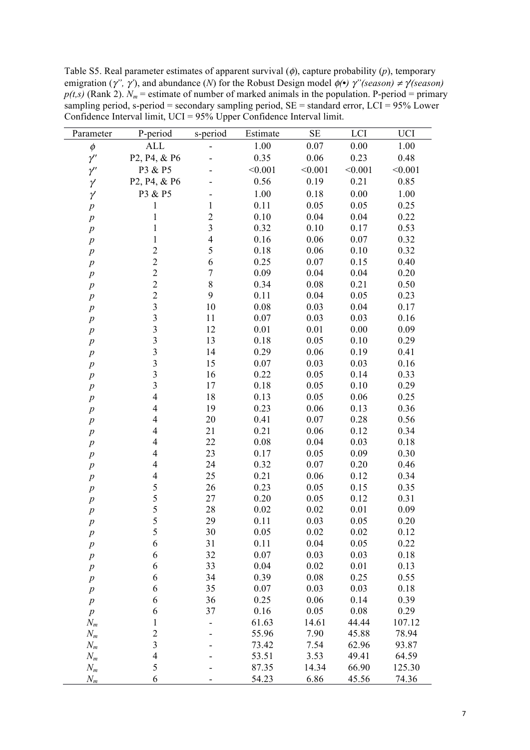Table S5. Real parameter estimates of apparent survival ($\phi$), capture probability ($p$), temporary emigration ($\gamma''$, $\gamma'$), and abundance ($N$) for the Robust Design model $\phi(\bullet)$ $\gamma''(season) \neq \gamma'(season)$ $p(t,s)$ (Rank 2). $N_m$ = estimate of number of marked animals in the population. P-period = primary sampling period, s-period = secondary sampling period, SE = standard error, LCI = 95% Lower Confidence Interval limit, UCI = 95% Upper Confidence Interval limit.

| Parameter | P-period | s-period | Estimate | SE | LCI | UCI |
|---|---|---|---|---|---|---|
| $\phi$ | ALL | - | 1.00 | 0.07 | 0.00 | 1.00 |
| $\gamma''$ | P2, P4, & P6 | - | 0.35 | 0.06 | 0.23 | 0.48 |
| $\gamma''$ | P3 & P5 | - | <0.001 | <0.001 | <0.001 | <0.001 |
| $\gamma'$ | P2, P4, & P6 | - | 0.56 | 0.19 | 0.21 | 0.85 |
| $\gamma'$ | P3 & P5 | - | 1.00 | 0.18 | 0.00 | 1.00 |
| $p$ | 1 | 1 | 0.11 | 0.05 | 0.05 | 0.25 |
| $p$ | 1 | 2 | 0.10 | 0.04 | 0.04 | 0.22 |
| $p$ | 1 | 3 | 0.32 | 0.10 | 0.17 | 0.53 |
| $p$ | 1 | 4 | 0.16 | 0.06 | 0.07 | 0.32 |
| $p$ | 2 | 5 | 0.18 | 0.06 | 0.10 | 0.32 |
| $p$ | 2 | 6 | 0.25 | 0.07 | 0.15 | 0.40 |
| $p$ | 2 | 7 | 0.09 | 0.04 | 0.04 | 0.20 |
| $p$ | 2 | 8 | 0.34 | 0.08 | 0.21 | 0.50 |
| $p$ | 2 | 9 | 0.11 | 0.04 | 0.05 | 0.23 |
| $p$ | 3 | 10 | 0.08 | 0.03 | 0.04 | 0.17 |
| $p$ | 3 | 11 | 0.07 | 0.03 | 0.03 | 0.16 |
| $p$ | 3 | 12 | 0.01 | 0.01 | 0.00 | 0.09 |
| $p$ | 3 | 13 | 0.18 | 0.05 | 0.10 | 0.29 |
| $p$ | 3 | 14 | 0.29 | 0.06 | 0.19 | 0.41 |
| $p$ | 3 | 15 | 0.07 | 0.03 | 0.03 | 0.16 |
| $p$ | 3 | 16 | 0.22 | 0.05 | 0.14 | 0.33 |
| $p$ | 3 | 17 | 0.18 | 0.05 | 0.10 | 0.29 |
| $p$ | 4 | 18 | 0.13 | 0.05 | 0.06 | 0.25 |
| $p$ | 4 | 19 | 0.23 | 0.06 | 0.13 | 0.36 |
| $p$ | 4 | 20 | 0.41 | 0.07 | 0.28 | 0.56 |
| $p$ | 4 | 21 | 0.21 | 0.06 | 0.12 | 0.34 |
| $p$ | 4 | 22 | 0.08 | 0.04 | 0.03 | 0.18 |
| $p$ | 4 | 23 | 0.17 | 0.05 | 0.09 | 0.30 |
| $p$ | 4 | 24 | 0.32 | 0.07 | 0.20 | 0.46 |
| $p$ | 4 | 25 | 0.21 | 0.06 | 0.12 | 0.34 |
| $p$ | 5 | 26 | 0.23 | 0.05 | 0.15 | 0.35 |
| $p$ | 5 | 27 | 0.20 | 0.05 | 0.12 | 0.31 |
| $p$ | 5 | 28 | 0.02 | 0.02 | 0.01 | 0.09 |
| $p$ | 5 | 29 | 0.11 | 0.03 | 0.05 | 0.20 |
| $p$ | 5 | 30 | 0.05 | 0.02 | 0.02 | 0.12 |
| $p$ | 6 | 31 | 0.11 | 0.04 | 0.05 | 0.22 |
| $p$ | 6 | 32 | 0.07 | 0.03 | 0.03 | 0.18 |
| $p$ | 6 | 33 | 0.04 | 0.02 | 0.01 | 0.13 |
| $p$ | 6 | 34 | 0.39 | 0.08 | 0.25 | 0.55 |
| $p$ | 6 | 35 | 0.07 | 0.03 | 0.03 | 0.18 |
| $p$ | 6 | 36 | 0.25 | 0.06 | 0.14 | 0.39 |
| $p$ | 6 | 37 | 0.16 | 0.05 | 0.08 | 0.29 |
| $N_m$ | 1 | - | 61.63 | 14.61 | 44.44 | 107.12 |
| $N_m$ | 2 | - | 55.96 | 7.90 | 45.88 | 78.94 |
| $N_m$ | 3 | - | 73.42 | 7.54 | 62.96 | 93.87 |
| $N_m$ | 4 | - | 53.51 | 3.53 | 49.41 | 64.59 |
| $N_m$ | 5 | - | 87.35 | 14.34 | 66.90 | 125.30 |
| $N_m$ | 6 | - | 54.23 | 6.86 | 45.56 | 74.36 |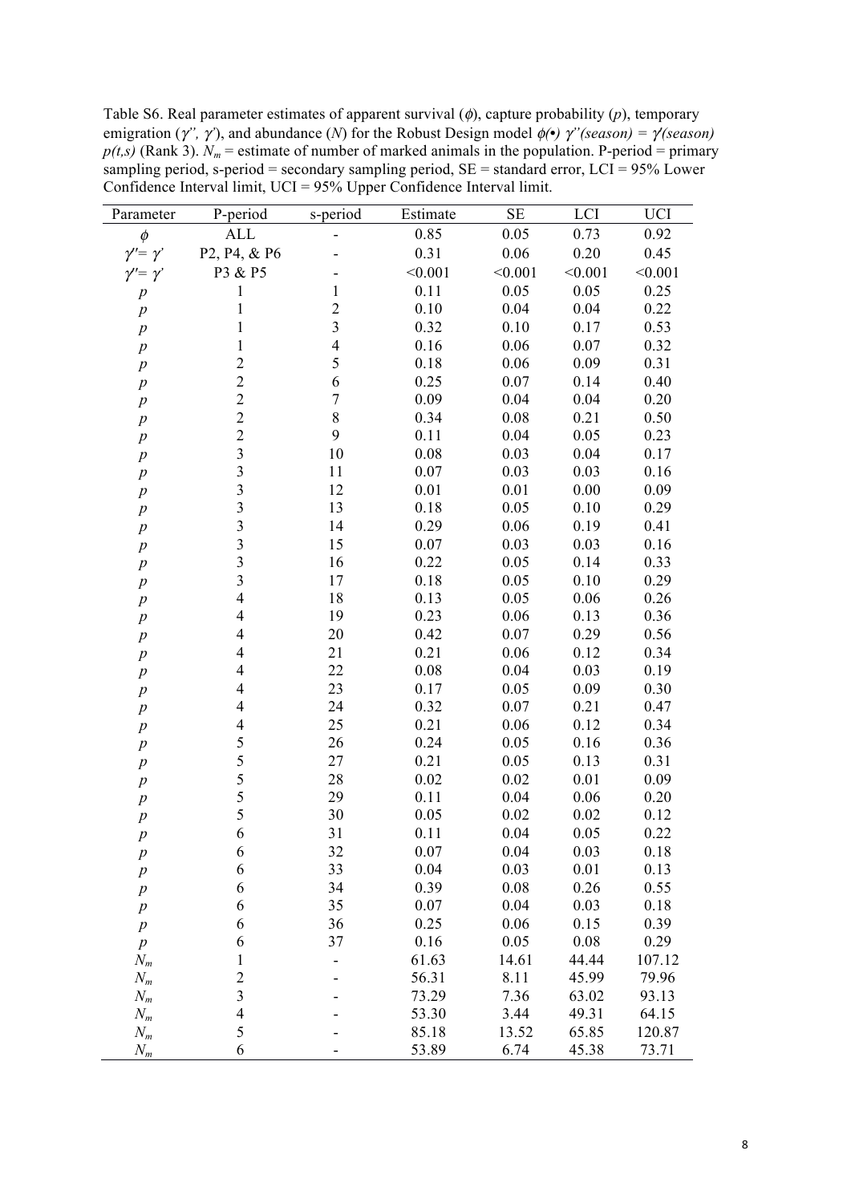Table S6. Real parameter estimates of apparent survival ($\phi$), capture probability ($p$), temporary emigration ($\gamma''$, $\gamma'$), and abundance ($N$) for the Robust Design model $\phi(\bullet)\ \gamma''(season) = \gamma'(season)\ p(t,s)$ (Rank 3). $N_m$ = estimate of number of marked animals in the population. P-period = primary sampling period, s-period = secondary sampling period, SE = standard error, LCI = 95% Lower Confidence Interval limit, UCI = 95% Upper Confidence Interval limit.

| Parameter | P-period | s-period | Estimate | SE | LCI | UCI |
|---|---|---|---|---|---|---|
| $\phi$ | ALL | - | 0.85 | 0.05 | 0.73 | 0.92 |
| $\gamma''= \gamma'$ | P2, P4, & P6 | - | 0.31 | 0.06 | 0.20 | 0.45 |
| $\gamma''= \gamma'$ | P3 & P5 | - | <0.001 | <0.001 | <0.001 | <0.001 |
| $p$ | 1 | 1 | 0.11 | 0.05 | 0.05 | 0.25 |
| $p$ | 1 | 2 | 0.10 | 0.04 | 0.04 | 0.22 |
| $p$ | 1 | 3 | 0.32 | 0.10 | 0.17 | 0.53 |
| $p$ | 1 | 4 | 0.16 | 0.06 | 0.07 | 0.32 |
| $p$ | 2 | 5 | 0.18 | 0.06 | 0.09 | 0.31 |
| $p$ | 2 | 6 | 0.25 | 0.07 | 0.14 | 0.40 |
| $p$ | 2 | 7 | 0.09 | 0.04 | 0.04 | 0.20 |
| $p$ | 2 | 8 | 0.34 | 0.08 | 0.21 | 0.50 |
| $p$ | 2 | 9 | 0.11 | 0.04 | 0.05 | 0.23 |
| $p$ | 3 | 10 | 0.08 | 0.03 | 0.04 | 0.17 |
| $p$ | 3 | 11 | 0.07 | 0.03 | 0.03 | 0.16 |
| $p$ | 3 | 12 | 0.01 | 0.01 | 0.00 | 0.09 |
| $p$ | 3 | 13 | 0.18 | 0.05 | 0.10 | 0.29 |
| $p$ | 3 | 14 | 0.29 | 0.06 | 0.19 | 0.41 |
| $p$ | 3 | 15 | 0.07 | 0.03 | 0.03 | 0.16 |
| $p$ | 3 | 16 | 0.22 | 0.05 | 0.14 | 0.33 |
| $p$ | 3 | 17 | 0.18 | 0.05 | 0.10 | 0.29 |
| $p$ | 4 | 18 | 0.13 | 0.05 | 0.06 | 0.26 |
| $p$ | 4 | 19 | 0.23 | 0.06 | 0.13 | 0.36 |
| $p$ | 4 | 20 | 0.42 | 0.07 | 0.29 | 0.56 |
| $p$ | 4 | 21 | 0.21 | 0.06 | 0.12 | 0.34 |
| $p$ | 4 | 22 | 0.08 | 0.04 | 0.03 | 0.19 |
| $p$ | 4 | 23 | 0.17 | 0.05 | 0.09 | 0.30 |
| $p$ | 4 | 24 | 0.32 | 0.07 | 0.21 | 0.47 |
| $p$ | 4 | 25 | 0.21 | 0.06 | 0.12 | 0.34 |
| $p$ | 5 | 26 | 0.24 | 0.05 | 0.16 | 0.36 |
| $p$ | 5 | 27 | 0.21 | 0.05 | 0.13 | 0.31 |
| $p$ | 5 | 28 | 0.02 | 0.02 | 0.01 | 0.09 |
| $p$ | 5 | 29 | 0.11 | 0.04 | 0.06 | 0.20 |
| $p$ | 5 | 30 | 0.05 | 0.02 | 0.02 | 0.12 |
| $p$ | 6 | 31 | 0.11 | 0.04 | 0.05 | 0.22 |
| $p$ | 6 | 32 | 0.07 | 0.04 | 0.03 | 0.18 |
| $p$ | 6 | 33 | 0.04 | 0.03 | 0.01 | 0.13 |
| $p$ | 6 | 34 | 0.39 | 0.08 | 0.26 | 0.55 |
| $p$ | 6 | 35 | 0.07 | 0.04 | 0.03 | 0.18 |
| $p$ | 6 | 36 | 0.25 | 0.06 | 0.15 | 0.39 |
| $p$ | 6 | 37 | 0.16 | 0.05 | 0.08 | 0.29 |
| $N_m$ | 1 | - | 61.63 | 14.61 | 44.44 | 107.12 |
| $N_m$ | 2 | - | 56.31 | 8.11 | 45.99 | 79.96 |
| $N_m$ | 3 | - | 73.29 | 7.36 | 63.02 | 93.13 |
| $N_m$ | 4 | - | 53.30 | 3.44 | 49.31 | 64.15 |
| $N_m$ | 5 | - | 85.18 | 13.52 | 65.85 | 120.87 |
| $N_m$ | 6 | - | 53.89 | 6.74 | 45.38 | 73.71 |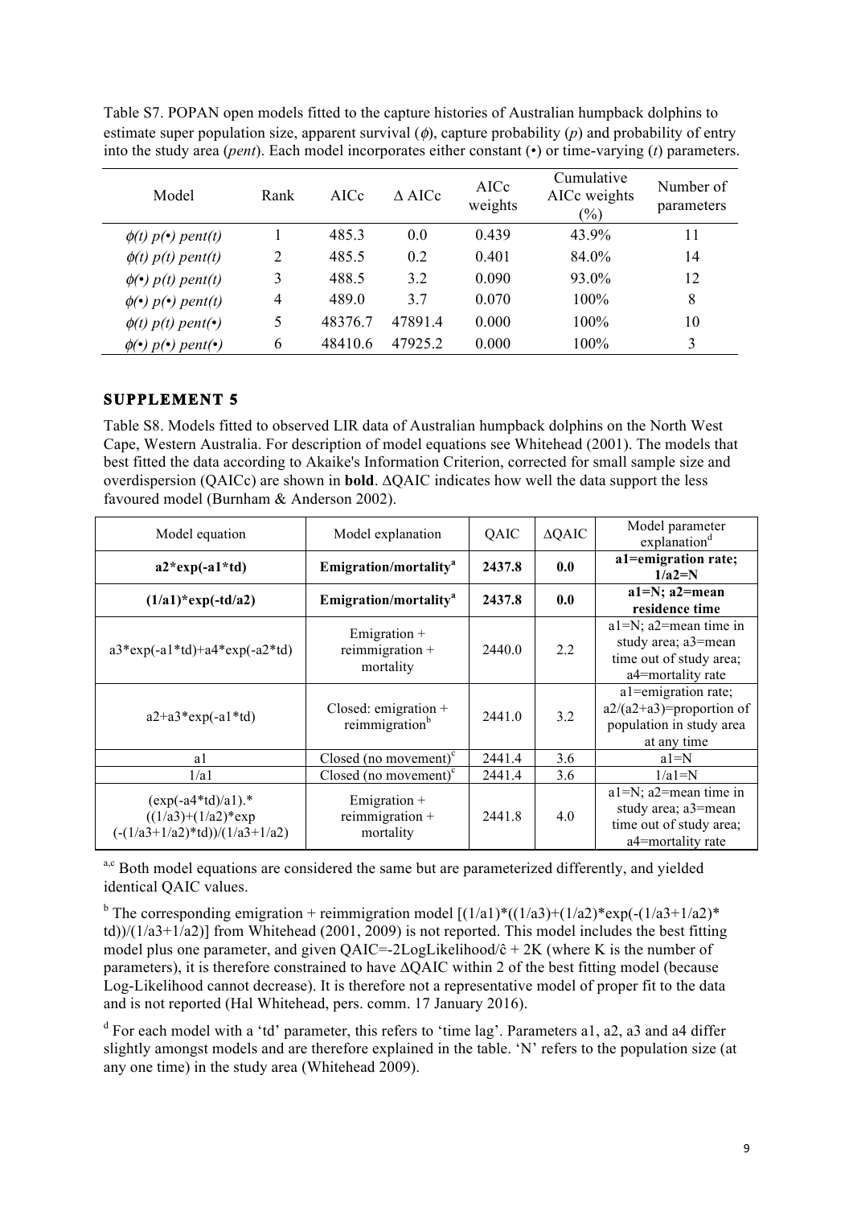Table S7. POPAN open models fitted to the capture histories of Australian humpback dolphins to estimate super population size, apparent survival ($\phi$), capture probability ($p$) and probability of entry into the study area (*pent*). Each model incorporates either constant (•) or time-varying ($t$) parameters.

| Model | Rank | AICc | Δ AICc | AICc weights | Cumulative AICc weights (%) | Number of parameters |
|---|---|---|---|---|---|---|
| $\phi(t)$ $p(\bullet)$ *pent*($t$) | 1 | 485.3 | 0.0 | 0.439 | 43.9% | 11 |
| $\phi(t)$ $p(t)$ *pent*($t$) | 2 | 485.5 | 0.2 | 0.401 | 84.0% | 14 |
| $\phi(\bullet)$ $p(t)$ *pent*($t$) | 3 | 488.5 | 3.2 | 0.090 | 93.0% | 12 |
| $\phi(\bullet)$ $p(\bullet)$ *pent*($t$) | 4 | 489.0 | 3.7 | 0.070 | 100% | 8 |
| $\phi(t)$ $p(t)$ *pent*(•) | 5 | 48376.7 | 47891.4 | 0.000 | 100% | 10 |
| $\phi(\bullet)$ $p(\bullet)$ *pent*(•) | 6 | 48410.6 | 47925.2 | 0.000 | 100% | 3 |

## SUPPLEMENT 5

Table S8. Models fitted to observed LIR data of Australian humpback dolphins on the North West Cape, Western Australia. For description of model equations see Whitehead (2001). The models that best fitted the data according to Akaike's Information Criterion, corrected for small sample size and overdispersion (QAICc) are shown in **bold**. ΔQAIC indicates how well the data support the less favoured model (Burnham & Anderson 2002).

| Model equation | Model explanation | QAIC | ΔQAIC | Model parameter explanation[d] |
|---|---|---|---|---|
| **a2*exp(-a1*td)** | **Emigration/mortality[a]** | **2437.8** | **0.0** | **a1=emigration rate; 1/a2=N** |
| **(1/a1)*exp(-td/a2)** | **Emigration/mortality[a]** | **2437.8** | **0.0** | **a1=N; a2=mean residence time** |
| a3*exp(-a1*td)+a4*exp(-a2*td) | Emigration + reimmigration + mortality | 2440.0 | 2.2 | a1=N; a2=mean time in study area; a3=mean time out of study area; a4=mortality rate |
| a2+a3*exp(-a1*td) | Closed: emigration + reimmigration[b] | 2441.0 | 3.2 | a1=emigration rate; a2/(a2+a3)=proportion of population in study area at any time |
| a1 | Closed (no movement)[c] | 2441.4 | 3.6 | a1=N |
| 1/a1 | Closed (no movement)[c] | 2441.4 | 3.6 | 1/a1=N |
| (exp(-a4*td)/a1).*((1/a3)+(1/a2)*exp(-(1/a3+1/a2)*td))/(1/a3+1/a2) | Emigration + reimmigration + mortality | 2441.8 | 4.0 | a1=N; a2=mean time in study area; a3=mean time out of study area; a4=mortality rate |

[a,c] Both model equations are considered the same but are parameterized differently, and yielded identical QAIC values.

[b] The corresponding emigration + reimmigration model [(1/a1)*((1/a3)+(1/a2)*exp(-(1/a3+1/a2)*td))/(1/a3+1/a2)] from Whitehead (2001, 2009) is not reported. This model includes the best fitting model plus one parameter, and given QAIC=-2LogLikelihood/$\hat{c}$ + 2K (where K is the number of parameters), it is therefore constrained to have ΔQAIC within 2 of the best fitting model (because Log-Likelihood cannot decrease). It is therefore not a representative model of proper fit to the data and is not reported (Hal Whitehead, pers. comm. 17 January 2016).

[d] For each model with a 'td' parameter, this refers to 'time lag'. Parameters a1, a2, a3 and a4 differ slightly amongst models and are therefore explained in the table. 'N' refers to the population size (at any one time) in the study area (Whitehead 2009).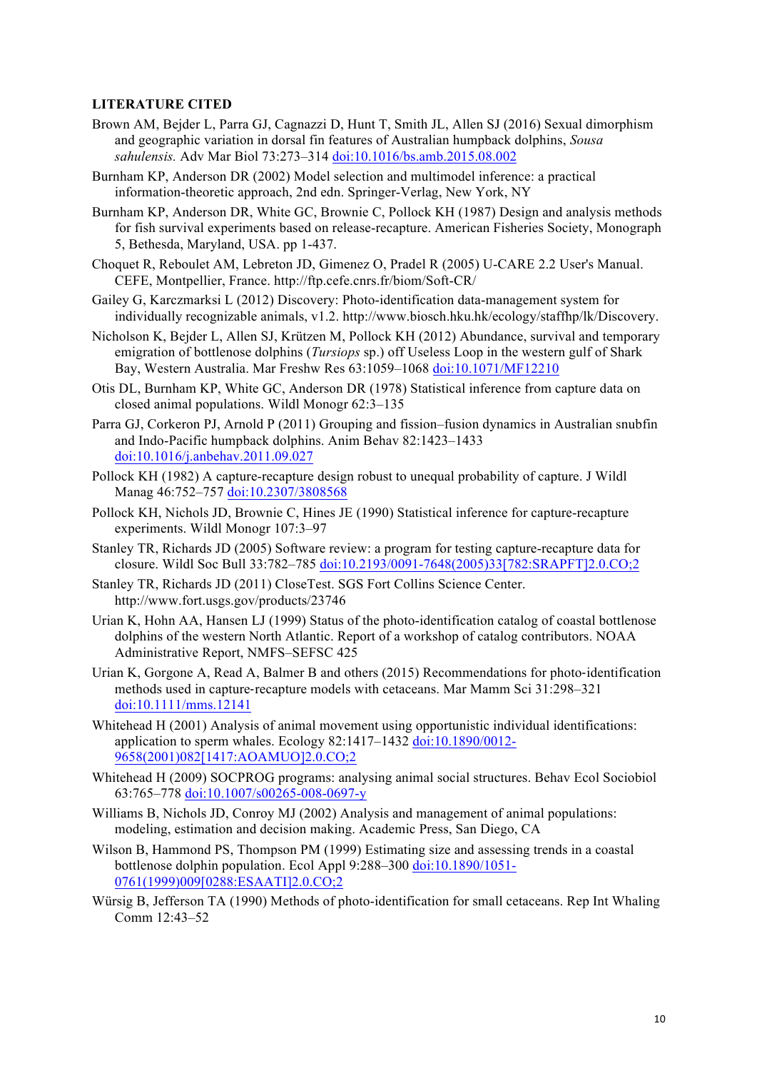**LITERATURE CITED**

Brown AM, Bejder L, Parra GJ, Cagnazzi D, Hunt T, Smith JL, Allen SJ (2016) Sexual dimorphism and geographic variation in dorsal fin features of Australian humpback dolphins, *Sousa sahulensis.* Adv Mar Biol 73:273–314 doi:10.1016/bs.amb.2015.08.002

Burnham KP, Anderson DR (2002) Model selection and multimodel inference: a practical information-theoretic approach, 2nd edn. Springer-Verlag, New York, NY

Burnham KP, Anderson DR, White GC, Brownie C, Pollock KH (1987) Design and analysis methods for fish survival experiments based on release-recapture. American Fisheries Society, Monograph 5, Bethesda, Maryland, USA. pp 1-437.

Choquet R, Reboulet AM, Lebreton JD, Gimenez O, Pradel R (2005) U-CARE 2.2 User's Manual. CEFE, Montpellier, France. http://ftp.cefe.cnrs.fr/biom/Soft-CR/

Gailey G, Karczmarksi L (2012) Discovery: Photo-identification data-management system for individually recognizable animals, v1.2. http://www.biosch.hku.hk/ecology/staffhp/lk/Discovery.

Nicholson K, Bejder L, Allen SJ, Krützen M, Pollock KH (2012) Abundance, survival and temporary emigration of bottlenose dolphins (*Tursiops* sp.) off Useless Loop in the western gulf of Shark Bay, Western Australia. Mar Freshw Res 63:1059–1068 doi:10.1071/MF12210

Otis DL, Burnham KP, White GC, Anderson DR (1978) Statistical inference from capture data on closed animal populations. Wildl Monogr 62:3–135

Parra GJ, Corkeron PJ, Arnold P (2011) Grouping and fission–fusion dynamics in Australian snubfin and Indo-Pacific humpback dolphins. Anim Behav 82:1423–1433 doi:10.1016/j.anbehav.2011.09.027

Pollock KH (1982) A capture-recapture design robust to unequal probability of capture. J Wildl Manag 46:752–757 doi:10.2307/3808568

Pollock KH, Nichols JD, Brownie C, Hines JE (1990) Statistical inference for capture-recapture experiments. Wildl Monogr 107:3–97

Stanley TR, Richards JD (2005) Software review: a program for testing capture-recapture data for closure. Wildl Soc Bull 33:782–785 doi:10.2193/0091-7648(2005)33[782:SRAPFT]2.0.CO;2

Stanley TR, Richards JD (2011) CloseTest. SGS Fort Collins Science Center. http://www.fort.usgs.gov/products/23746

Urian K, Hohn AA, Hansen LJ (1999) Status of the photo-identification catalog of coastal bottlenose dolphins of the western North Atlantic. Report of a workshop of catalog contributors. NOAA Administrative Report, NMFS–SEFSC 425

Urian K, Gorgone A, Read A, Balmer B and others (2015) Recommendations for photo‐identification methods used in capture‐recapture models with cetaceans. Mar Mamm Sci 31:298–321 doi:10.1111/mms.12141

Whitehead H (2001) Analysis of animal movement using opportunistic individual identifications: application to sperm whales. Ecology 82:1417–1432 doi:10.1890/0012-9658(2001)082[1417:AOAMUO]2.0.CO;2

Whitehead H (2009) SOCPROG programs: analysing animal social structures. Behav Ecol Sociobiol 63:765–778 doi:10.1007/s00265-008-0697-y

Williams B, Nichols JD, Conroy MJ (2002) Analysis and management of animal populations: modeling, estimation and decision making. Academic Press, San Diego, CA

Wilson B, Hammond PS, Thompson PM (1999) Estimating size and assessing trends in a coastal bottlenose dolphin population. Ecol Appl 9:288–300 doi:10.1890/1051-0761(1999)009[0288:ESAATI]2.0.CO;2

Würsig B, Jefferson TA (1990) Methods of photo-identification for small cetaceans. Rep Int Whaling Comm 12:43–52